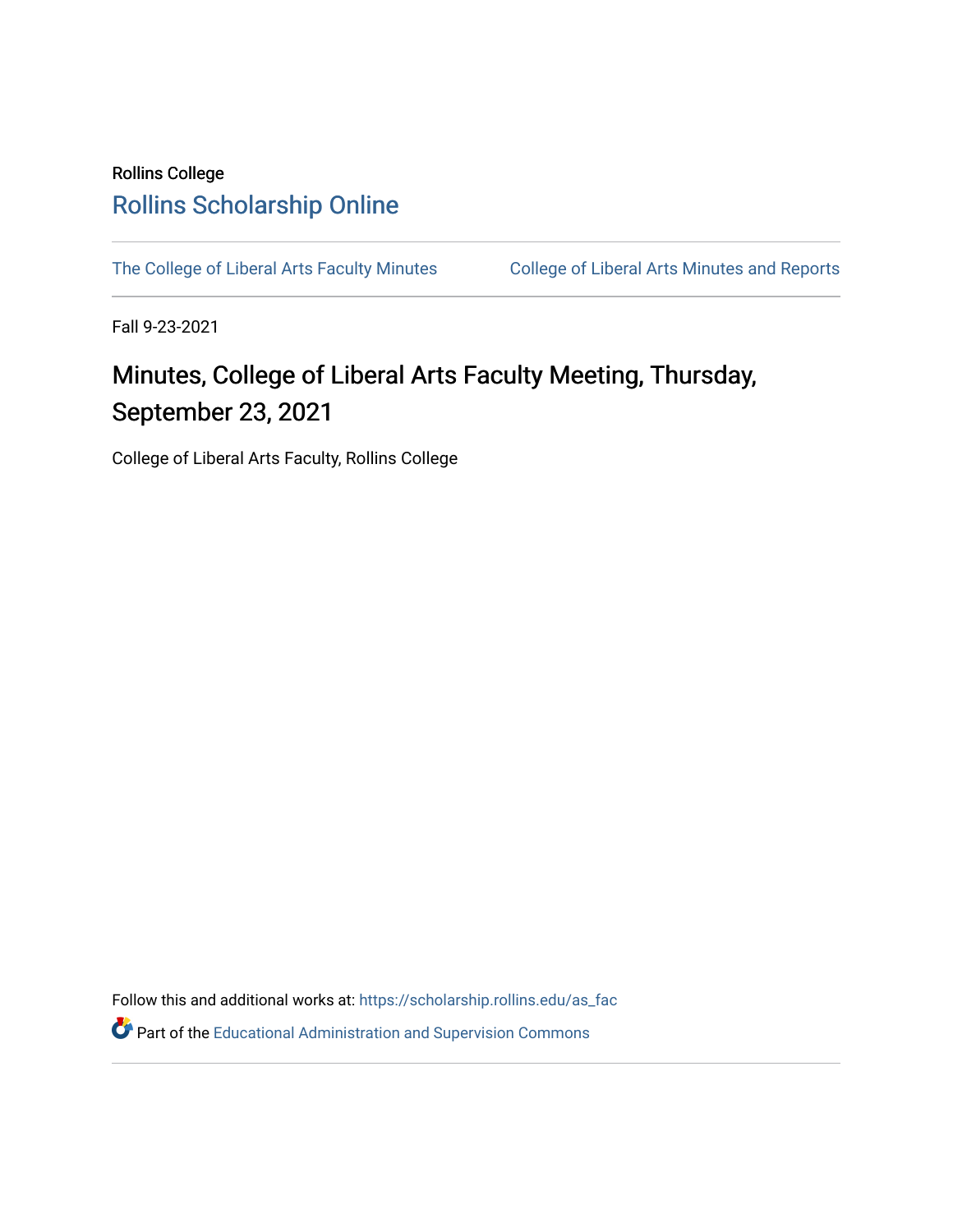Rollins College

# Rollins Scholarship Online

The College of Liberal Arts Faculty Minutes

College of Liberal Arts Minutes and Reports

Fall 9-23-2021

## Minutes, College of Liberal Arts Faculty Meeting, Thursday, September 23, 2021

College of Liberal Arts Faculty, Rollins College

Follow this and additional works at: https://scholarship.rollins.edu/as_fac

Part of the Educational Administration and Supervision Commons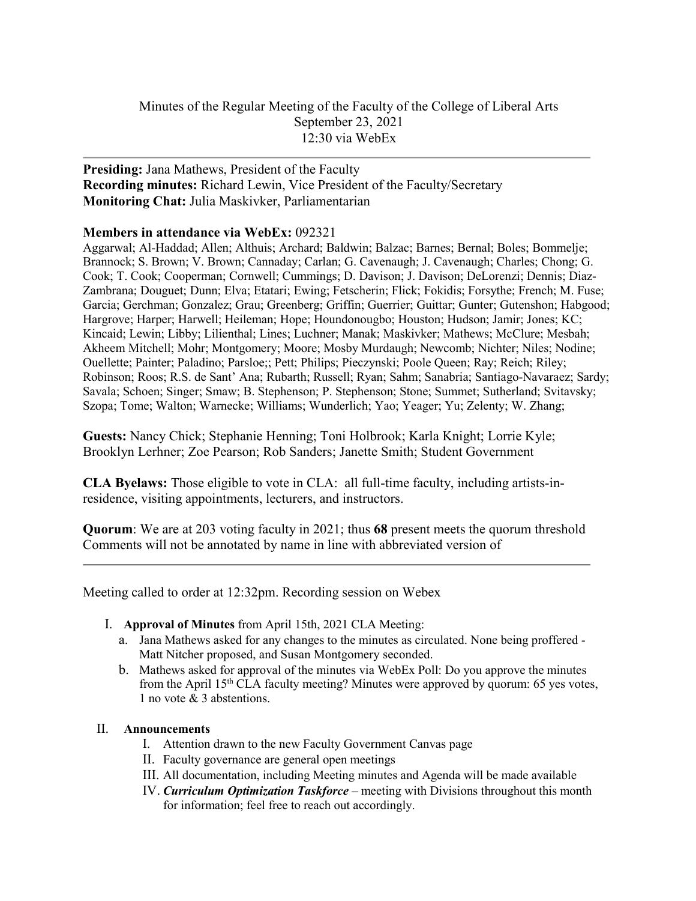Minutes of the Regular Meeting of the Faculty of the College of Liberal Arts
September 23, 2021
12:30 via WebEx

---

**Presiding:** Jana Mathews, President of the Faculty
**Recording minutes:** Richard Lewin, Vice President of the Faculty/Secretary
**Monitoring Chat:** Julia Maskivker, Parliamentarian

**Members in attendance via WebEx:** 092321
Aggarwal; Al-Haddad; Allen; Althuis; Archard; Baldwin; Balzac; Barnes; Bernal; Boles; Bommelje; Brannock; S. Brown; V. Brown; Cannaday; Carlan; G. Cavenaugh; J. Cavenaugh; Charles; Chong; G. Cook; T. Cook; Cooperman; Cornwell; Cummings; D. Davison; J. Davison; DeLorenzi; Dennis; Diaz-Zambrana; Douguet; Dunn; Elva; Etatari; Ewing; Fetscherin; Flick; Fokidis; Forsythe; French; M. Fuse; Garcia; Gerchman; Gonzalez; Grau; Greenberg; Griffin; Guerrier; Guittar; Gunter; Gutenshon; Habgood; Hargrove; Harper; Harwell; Heileman; Hope; Houndonougbo; Houston; Hudson; Jamir; Jones; KC; Kincaid; Lewin; Libby; Lilienthal; Lines; Luchner; Manak; Maskivker; Mathews; McClure; Mesbah; Akheem Mitchell; Mohr; Montgomery; Moore; Mosby Murdaugh; Newcomb; Nichter; Niles; Nodine; Ouellette; Painter; Paladino; Parsloe;; Pett; Philips; Pieczynski; Poole Queen; Ray; Reich; Riley; Robinson; Roos; R.S. de Sant' Ana; Rubarth; Russell; Ryan; Sahm; Sanabria; Santiago-Navaraez; Sardy; Savala; Schoen; Singer; Smaw; B. Stephenson; P. Stephenson; Stone; Summet; Sutherland; Svitavsky; Szopa; Tome; Walton; Warnecke; Williams; Wunderlich; Yao; Yeager; Yu; Zelenty; W. Zhang;

**Guests:** Nancy Chick; Stephanie Henning; Toni Holbrook; Karla Knight; Lorrie Kyle; Brooklyn Lerhner; Zoe Pearson; Rob Sanders; Janette Smith; Student Government

**CLA Byelaws:** Those eligible to vote in CLA: all full-time faculty, including artists-in-residence, visiting appointments, lecturers, and instructors.

**Quorum**: We are at 203 voting faculty in 2021; thus **68** present meets the quorum threshold
Comments will not be annotated by name in line with abbreviated version of

---

Meeting called to order at 12:32pm. Recording session on Webex

I. **Approval of Minutes** from April 15th, 2021 CLA Meeting:
   a. Jana Mathews asked for any changes to the minutes as circulated. None being proffered - Matt Nitcher proposed, and Susan Montgomery seconded.
   b. Mathews asked for approval of the minutes via WebEx Poll: Do you approve the minutes from the April 15th CLA faculty meeting? Minutes were approved by quorum: 65 yes votes, 1 no vote & 3 abstentions.

II. **Announcements**
   I. Attention drawn to the new Faculty Government Canvas page
   II. Faculty governance are general open meetings
   III. All documentation, including Meeting minutes and Agenda will be made available
   IV. ***Curriculum Optimization Taskforce*** – meeting with Divisions throughout this month for information; feel free to reach out accordingly.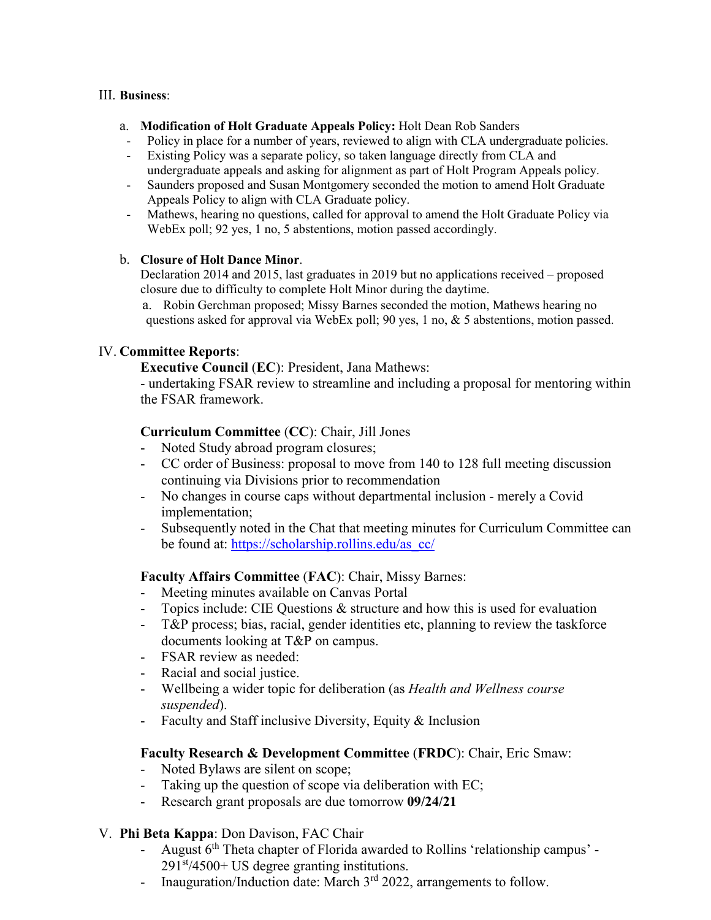III. **Business**:

a. **Modification of Holt Graduate Appeals Policy:** Holt Dean Rob Sanders

- Policy in place for a number of years, reviewed to align with CLA undergraduate policies.
- Existing Policy was a separate policy, so taken language directly from CLA and undergraduate appeals and asking for alignment as part of Holt Program Appeals policy.
- Saunders proposed and Susan Montgomery seconded the motion to amend Holt Graduate Appeals Policy to align with CLA Graduate policy.
- Mathews, hearing no questions, called for approval to amend the Holt Graduate Policy via WebEx poll; 92 yes, 1 no, 5 abstentions, motion passed accordingly.

b. **Closure of Holt Dance Minor**.

Declaration 2014 and 2015, last graduates in 2019 but no applications received – proposed closure due to difficulty to complete Holt Minor during the daytime.

a. Robin Gerchman proposed; Missy Barnes seconded the motion, Mathews hearing no questions asked for approval via WebEx poll; 90 yes, 1 no, & 5 abstentions, motion passed.

IV. **Committee Reports**:

**Executive Council** (**EC**): President, Jana Mathews:

- undertaking FSAR review to streamline and including a proposal for mentoring within the FSAR framework.

**Curriculum Committee** (**CC**): Chair, Jill Jones

- Noted Study abroad program closures;
- CC order of Business: proposal to move from 140 to 128 full meeting discussion continuing via Divisions prior to recommendation
- No changes in course caps without departmental inclusion - merely a Covid implementation;
- Subsequently noted in the Chat that meeting minutes for Curriculum Committee can be found at: [https://scholarship.rollins.edu/as_cc/](https://scholarship.rollins.edu/as_cc/)

**Faculty Affairs Committee** (**FAC**): Chair, Missy Barnes:

- Meeting minutes available on Canvas Portal
- Topics include: CIE Questions & structure and how this is used for evaluation
- T&P process; bias, racial, gender identities etc, planning to review the taskforce documents looking at T&P on campus.
- FSAR review as needed:
- Racial and social justice.
- Wellbeing a wider topic for deliberation (as *Health and Wellness course suspended*).
- Faculty and Staff inclusive Diversity, Equity & Inclusion

**Faculty Research & Development Committee** (**FRDC**): Chair, Eric Smaw:

- Noted Bylaws are silent on scope;
- Taking up the question of scope via deliberation with EC;
- Research grant proposals are due tomorrow **09/24/21**

V. **Phi Beta Kappa**: Don Davison, FAC Chair

- August 6th Theta chapter of Florida awarded to Rollins 'relationship campus' - 291st/4500+ US degree granting institutions.
- Inauguration/Induction date: March 3rd 2022, arrangements to follow.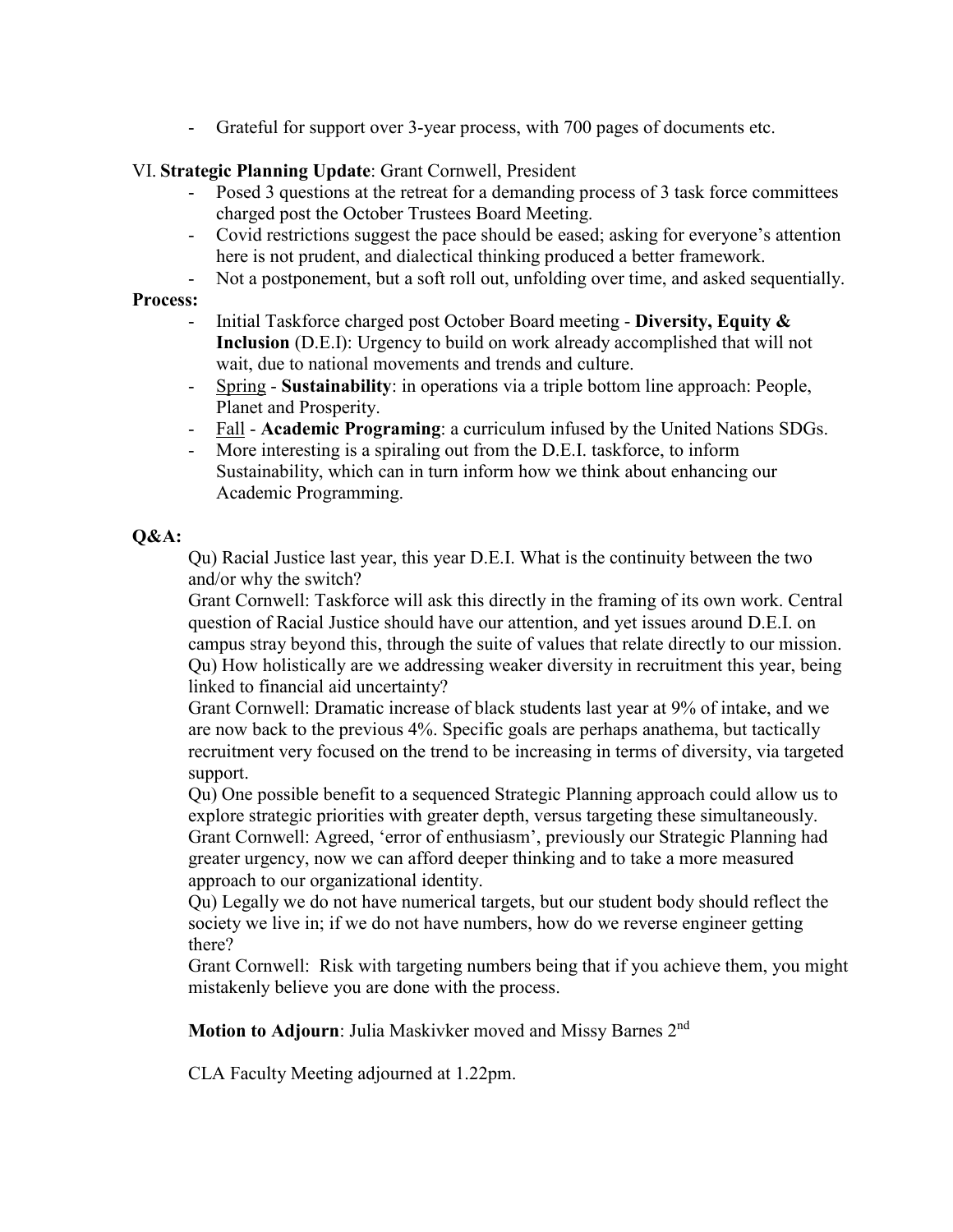- Grateful for support over 3-year process, with 700 pages of documents etc.

VI. **Strategic Planning Update**: Grant Cornwell, President

- Posed 3 questions at the retreat for a demanding process of 3 task force committees charged post the October Trustees Board Meeting.
- Covid restrictions suggest the pace should be eased; asking for everyone's attention here is not prudent, and dialectical thinking produced a better framework.
- Not a postponement, but a soft roll out, unfolding over time, and asked sequentially.

**Process:**

- Initial Taskforce charged post October Board meeting - **Diversity, Equity & Inclusion** (D.E.I): Urgency to build on work already accomplished that will not wait, due to national movements and trends and culture.
- Spring - **Sustainability**: in operations via a triple bottom line approach: People, Planet and Prosperity.
- Fall - **Academic Programing**: a curriculum infused by the United Nations SDGs.
- More interesting is a spiraling out from the D.E.I. taskforce, to inform Sustainability, which can in turn inform how we think about enhancing our Academic Programming.

**Q&A:**

Qu) Racial Justice last year, this year D.E.I. What is the continuity between the two and/or why the switch?
Grant Cornwell: Taskforce will ask this directly in the framing of its own work. Central question of Racial Justice should have our attention, and yet issues around D.E.I. on campus stray beyond this, through the suite of values that relate directly to our mission.
Qu) How holistically are we addressing weaker diversity in recruitment this year, being linked to financial aid uncertainty?
Grant Cornwell: Dramatic increase of black students last year at 9% of intake, and we are now back to the previous 4%. Specific goals are perhaps anathema, but tactically recruitment very focused on the trend to be increasing in terms of diversity, via targeted support.
Qu) One possible benefit to a sequenced Strategic Planning approach could allow us to explore strategic priorities with greater depth, versus targeting these simultaneously.
Grant Cornwell: Agreed, 'error of enthusiasm', previously our Strategic Planning had greater urgency, now we can afford deeper thinking and to take a more measured approach to our organizational identity.
Qu) Legally we do not have numerical targets, but our student body should reflect the society we live in; if we do not have numbers, how do we reverse engineer getting there?
Grant Cornwell: Risk with targeting numbers being that if you achieve them, you might mistakenly believe you are done with the process.

**Motion to Adjourn**: Julia Maskivker moved and Missy Barnes 2nd

CLA Faculty Meeting adjourned at 1.22pm.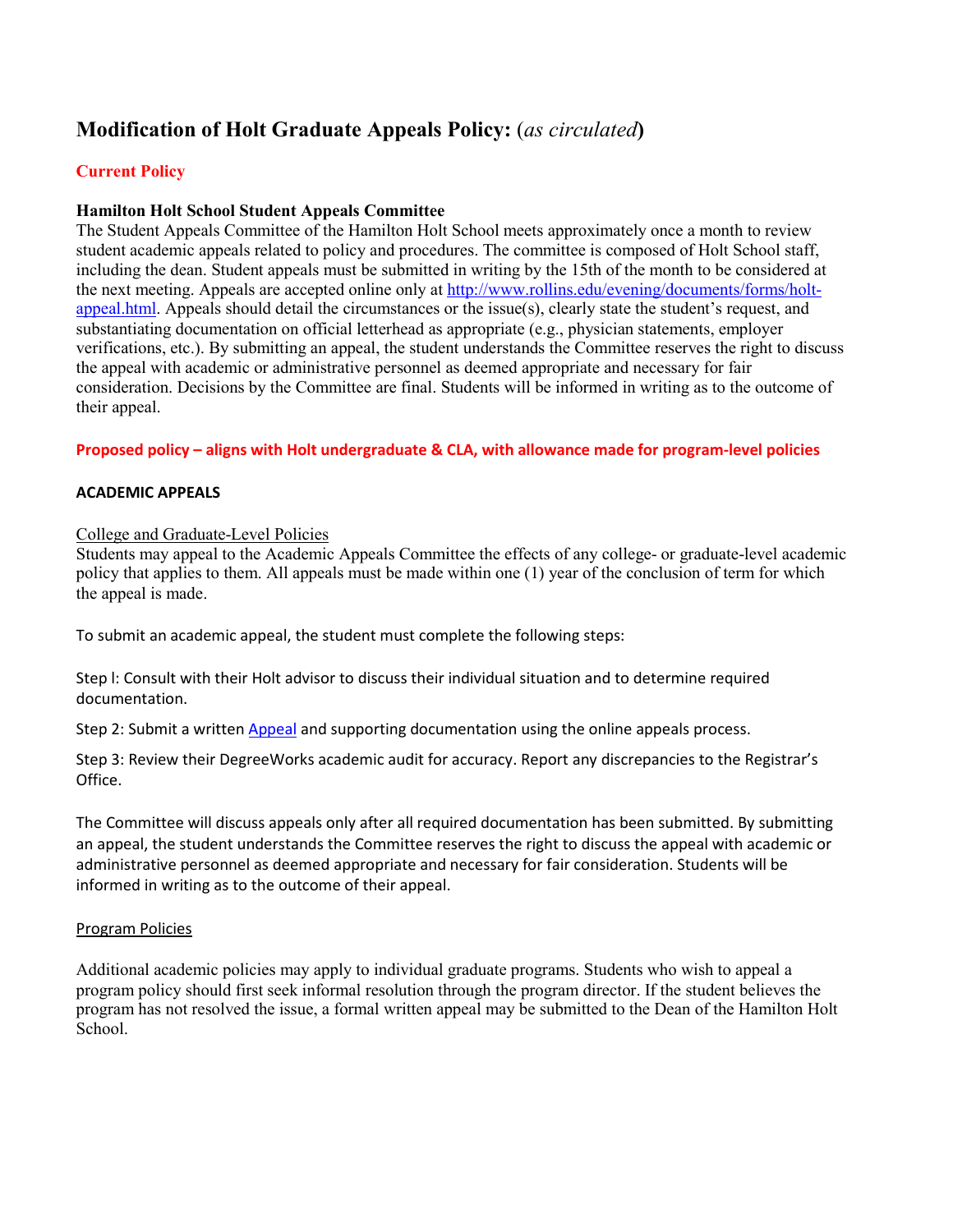# Modification of Holt Graduate Appeals Policy: (*as circulated*)

**Current Policy**

**Hamilton Holt School Student Appeals Committee**
The Student Appeals Committee of the Hamilton Holt School meets approximately once a month to review student academic appeals related to policy and procedures. The committee is composed of Holt School staff, including the dean. Student appeals must be submitted in writing by the 15th of the month to be considered at the next meeting. Appeals are accepted online only at [http://www.rollins.edu/evening/documents/forms/holt-appeal.html](http://www.rollins.edu/evening/documents/forms/holt-appeal.html). Appeals should detail the circumstances or the issue(s), clearly state the student's request, and substantiating documentation on official letterhead as appropriate (e.g., physician statements, employer verifications, etc.). By submitting an appeal, the student understands the Committee reserves the right to discuss the appeal with academic or administrative personnel as deemed appropriate and necessary for fair consideration. Decisions by the Committee are final. Students will be informed in writing as to the outcome of their appeal.

**Proposed policy – aligns with Holt undergraduate & CLA, with allowance made for program-level policies**

**ACADEMIC APPEALS**

College and Graduate-Level Policies
Students may appeal to the Academic Appeals Committee the effects of any college- or graduate-level academic policy that applies to them. All appeals must be made within one (1) year of the conclusion of term for which the appeal is made.

To submit an academic appeal, the student must complete the following steps:

Step l: Consult with their Holt advisor to discuss their individual situation and to determine required documentation.

Step 2: Submit a written Appeal and supporting documentation using the online appeals process.

Step 3: Review their DegreeWorks academic audit for accuracy. Report any discrepancies to the Registrar's Office.

The Committee will discuss appeals only after all required documentation has been submitted. By submitting an appeal, the student understands the Committee reserves the right to discuss the appeal with academic or administrative personnel as deemed appropriate and necessary for fair consideration. Students will be informed in writing as to the outcome of their appeal.

Program Policies

Additional academic policies may apply to individual graduate programs. Students who wish to appeal a program policy should first seek informal resolution through the program director. If the student believes the program has not resolved the issue, a formal written appeal may be submitted to the Dean of the Hamilton Holt School.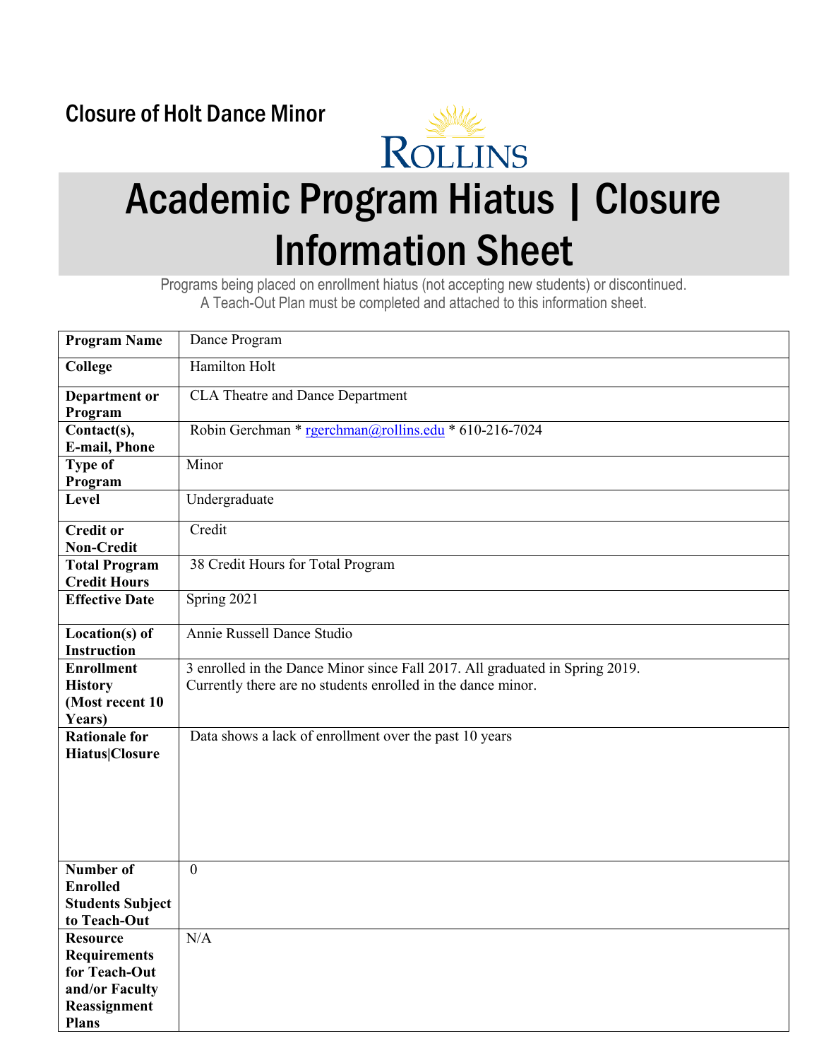Closure of Holt Dance Minor

# Academic Program Hiatus | Closure Information Sheet

Programs being placed on enrollment hiatus (not accepting new students) or discontinued.
A Teach-Out Plan must be completed and attached to this information sheet.

| | |
|---|---|
| **Program Name** | Dance Program |
| **College** | Hamilton Holt |
| **Department or Program** | CLA Theatre and Dance Department |
| **Contact(s), E-mail, Phone** | Robin Gerchman * rgerchman@rollins.edu * 610-216-7024 |
| **Type of Program** | Minor |
| **Level** | Undergraduate |
| **Credit or Non-Credit** | Credit |
| **Total Program Credit Hours** | 38 Credit Hours for Total Program |
| **Effective Date** | Spring 2021 |
| **Location(s) of Instruction** | Annie Russell Dance Studio |
| **Enrollment History (Most recent 10 Years)** | 3 enrolled in the Dance Minor since Fall 2017. All graduated in Spring 2019. Currently there are no students enrolled in the dance minor. |
| **Rationale for Hiatus\|Closure** | Data shows a lack of enrollment over the past 10 years |
| **Number of Enrolled Students Subject to Teach-Out** | 0 |
| **Resource Requirements for Teach-Out and/or Faculty Reassignment Plans** | N/A |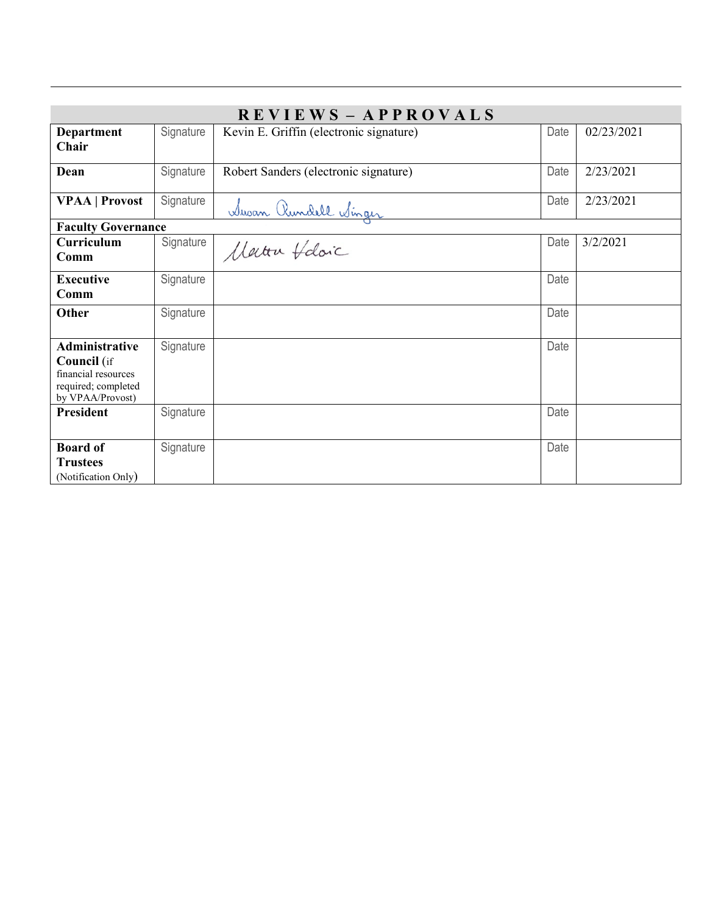| REVIEWS – APPROVALS | | | | |
|---|---|---|---|---|
| **Department Chair** | Signature | Kevin E. Griffin (electronic signature) | Date | 02/23/2021 |
| **Dean** | Signature | Robert Sanders (electronic signature) | Date | 2/23/2021 |
| **VPAA \| Provost** | Signature | Susan Rundell Singer | Date | 2/23/2021 |
| **Faculty Governance** | | | | |
| **Curriculum Comm** | Signature | Mattu Vdoic | Date | 3/2/2021 |
| **Executive Comm** | Signature | | Date | |
| **Other** | Signature | | Date | |
| **Administrative Council** (if financial resources required; completed by VPAA/Provost) | Signature | | Date | |
| **President** | Signature | | Date | |
| **Board of Trustees** (Notification Only) | Signature | | Date | |